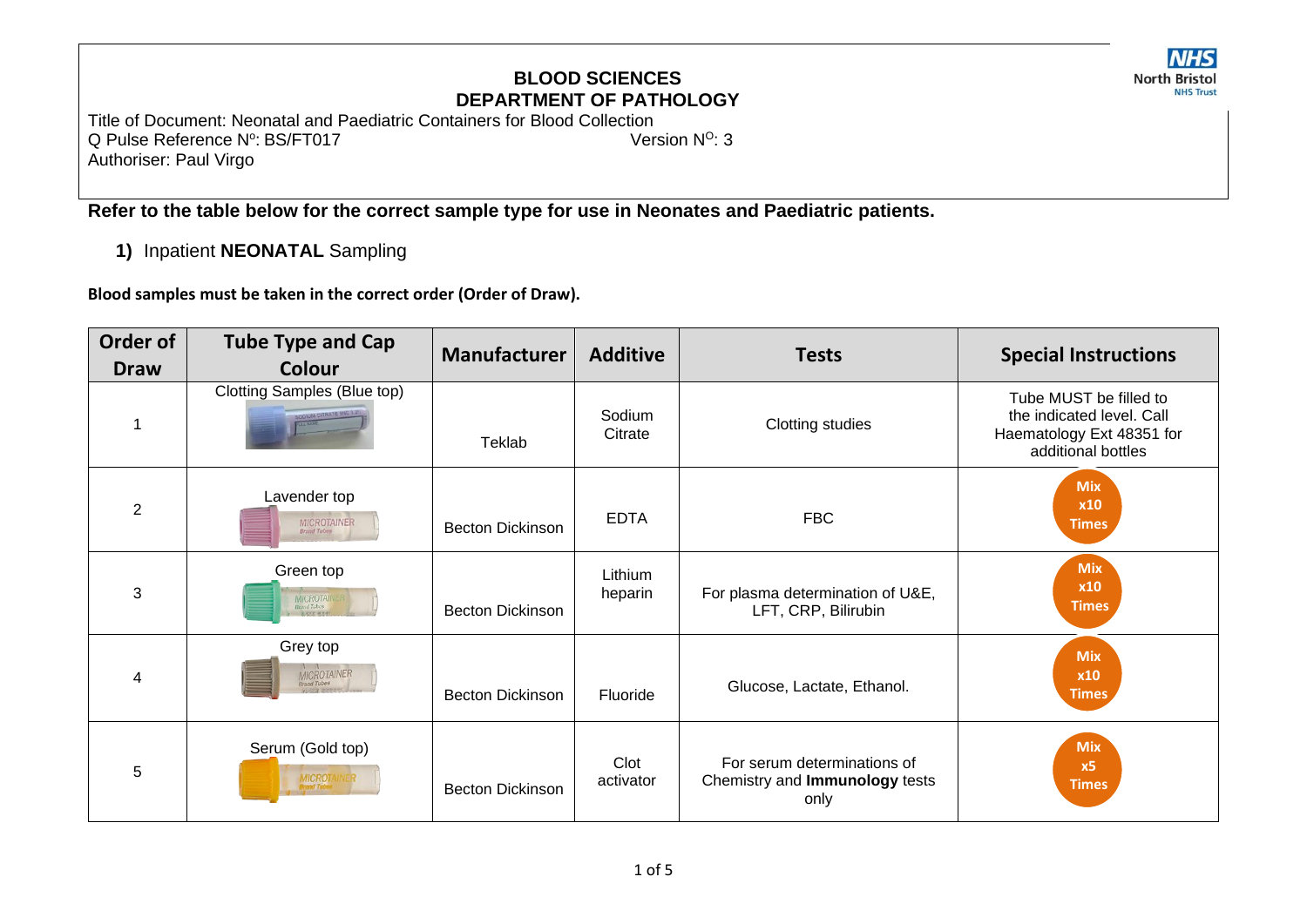**BLOOD SCIENCES**
**DEPARTMENT OF PATHOLOGY**

Title of Document: Neonatal and Paediatric Containers for Blood Collection
Q Pulse Reference Nº: BS/FT017 Version NO: 3
Authoriser: Paul Virgo

**Refer to the table below for the correct sample type for use in Neonates and Paediatric patients.**

**1)** Inpatient **NEONATAL** Sampling

**Blood samples must be taken in the correct order (Order of Draw).**

| Order of Draw | Tube Type and Cap Colour | Manufacturer | Additive | Tests | Special Instructions |
|---|---|---|---|---|---|
| 1 | Clotting Samples (Blue top) | Teklab | Sodium Citrate | Clotting studies | Tube MUST be filled to the indicated level. Call Haematology Ext 48351 for additional bottles |
| 2 | Lavender top | Becton Dickinson | EDTA | FBC | Mix x10 Times |
| 3 | Green top | Becton Dickinson | Lithium heparin | For plasma determination of U&E, LFT, CRP, Bilirubin | Mix x10 Times |
| 4 | Grey top | Becton Dickinson | Fluoride | Glucose, Lactate, Ethanol. | Mix x10 Times |
| 5 | Serum (Gold top) | Becton Dickinson | Clot activator | For serum determinations of Chemistry and **Immunology** tests only | Mix x5 Times |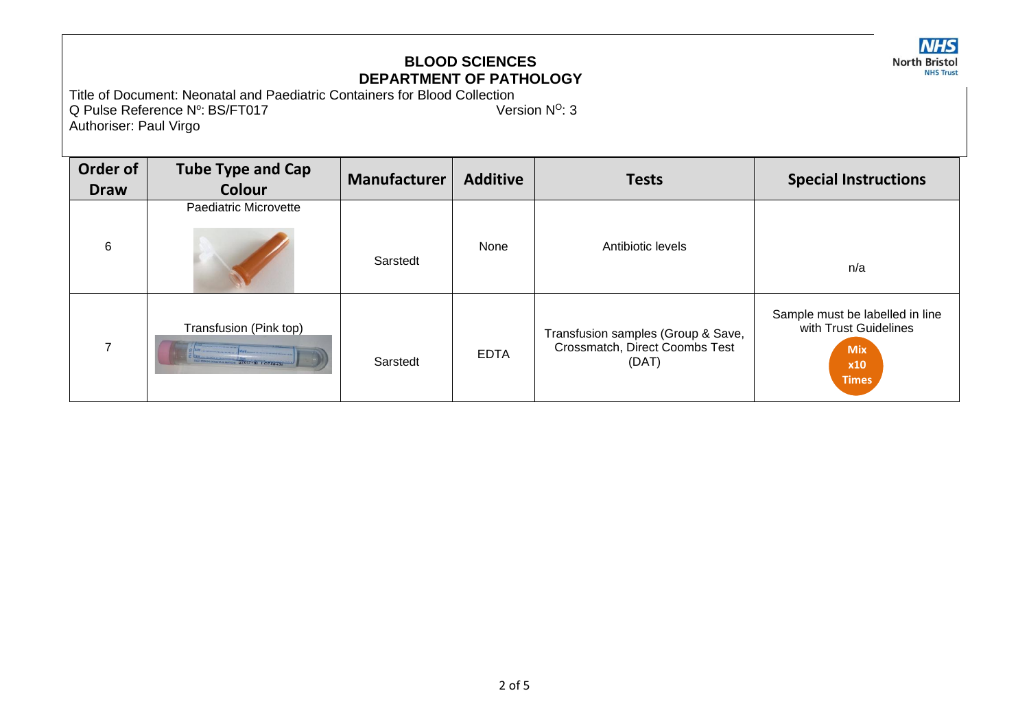| Order of Draw | Tube Type and Cap Colour | Manufacturer | Additive | Tests | Special Instructions |
|---|---|---|---|---|---|
| 6 | Paediatric Microvette | Sarstedt | None | Antibiotic levels | n/a |
| 7 | Transfusion (Pink top) | Sarstedt | EDTA | Transfusion samples (Group & Save, Crossmatch, Direct Coombs Test (DAT) | Sample must be labelled in line with Trust Guidelines **Mix x10 Times** |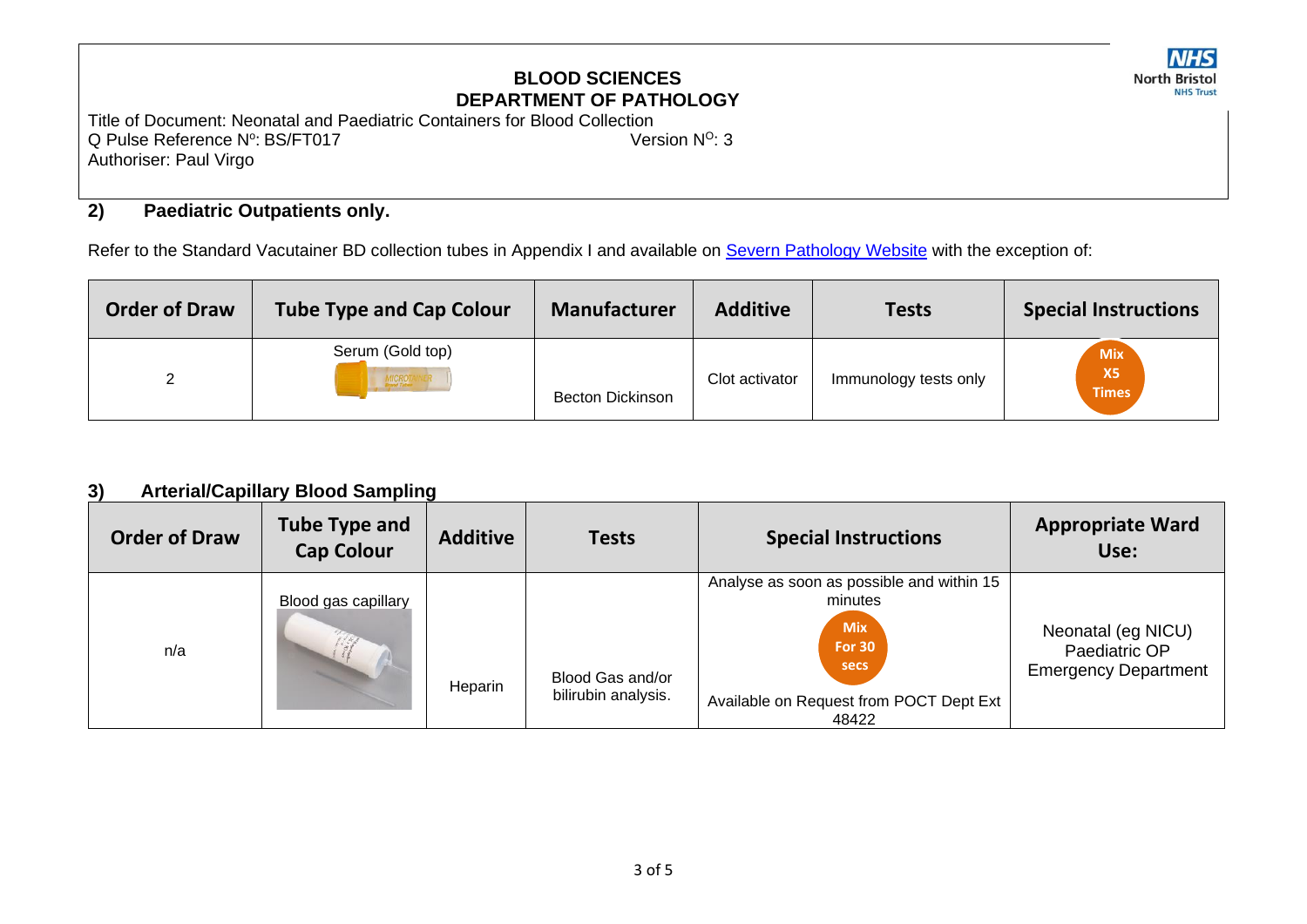## 2) Paediatric Outpatients only.

Refer to the Standard Vacutainer BD collection tubes in Appendix I and available on Severn Pathology Website with the exception of:

| Order of Draw | Tube Type and Cap Colour | Manufacturer | Additive | Tests | Special Instructions |
|---|---|---|---|---|---|
| 2 | Serum (Gold top) | Becton Dickinson | Clot activator | Immunology tests only | Mix X5 Times |

## 3) Arterial/Capillary Blood Sampling

| Order of Draw | Tube Type and Cap Colour | Additive | Tests | Special Instructions | Appropriate Ward Use: |
|---|---|---|---|---|---|
| n/a | Blood gas capillary | Heparin | Blood Gas and/or bilirubin analysis. | Analyse as soon as possible and within 15 minutes<br>Mix For 30 secs<br>Available on Request from POCT Dept Ext 48422 | Neonatal (eg NICU)<br>Paediatric OP<br>Emergency Department |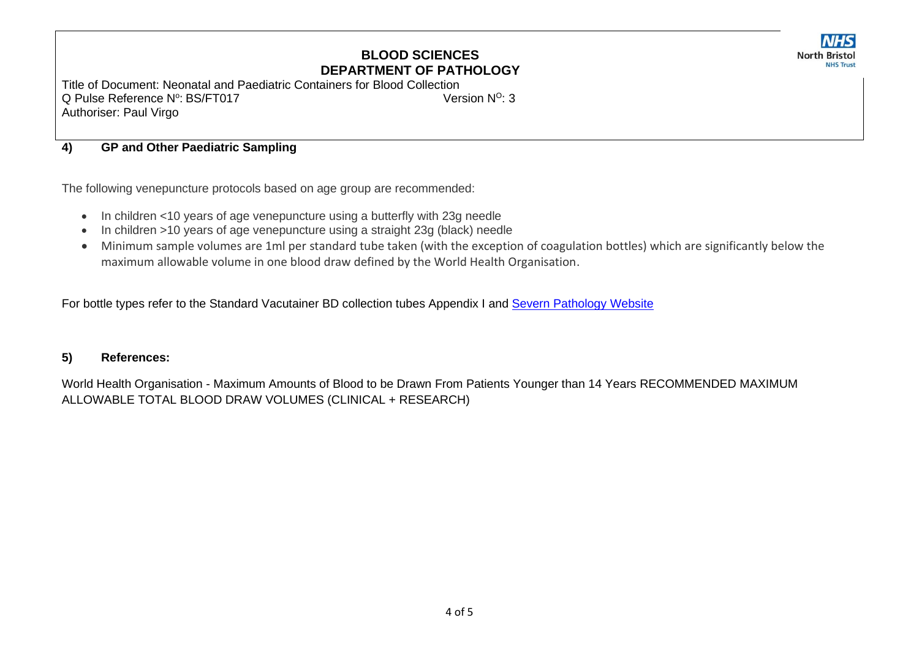## 4) GP and Other Paediatric Sampling

The following venepuncture protocols based on age group are recommended:

- In children <10 years of age venepuncture using a butterfly with 23g needle
- In children >10 years of age venepuncture using a straight 23g (black) needle
- Minimum sample volumes are 1ml per standard tube taken (with the exception of coagulation bottles) which are significantly below the maximum allowable volume in one blood draw defined by the World Health Organisation.

For bottle types refer to the Standard Vacutainer BD collection tubes Appendix I and [Severn Pathology Website]

## 5) References:

World Health Organisation - Maximum Amounts of Blood to be Drawn From Patients Younger than 14 Years RECOMMENDED MAXIMUM ALLOWABLE TOTAL BLOOD DRAW VOLUMES (CLINICAL + RESEARCH)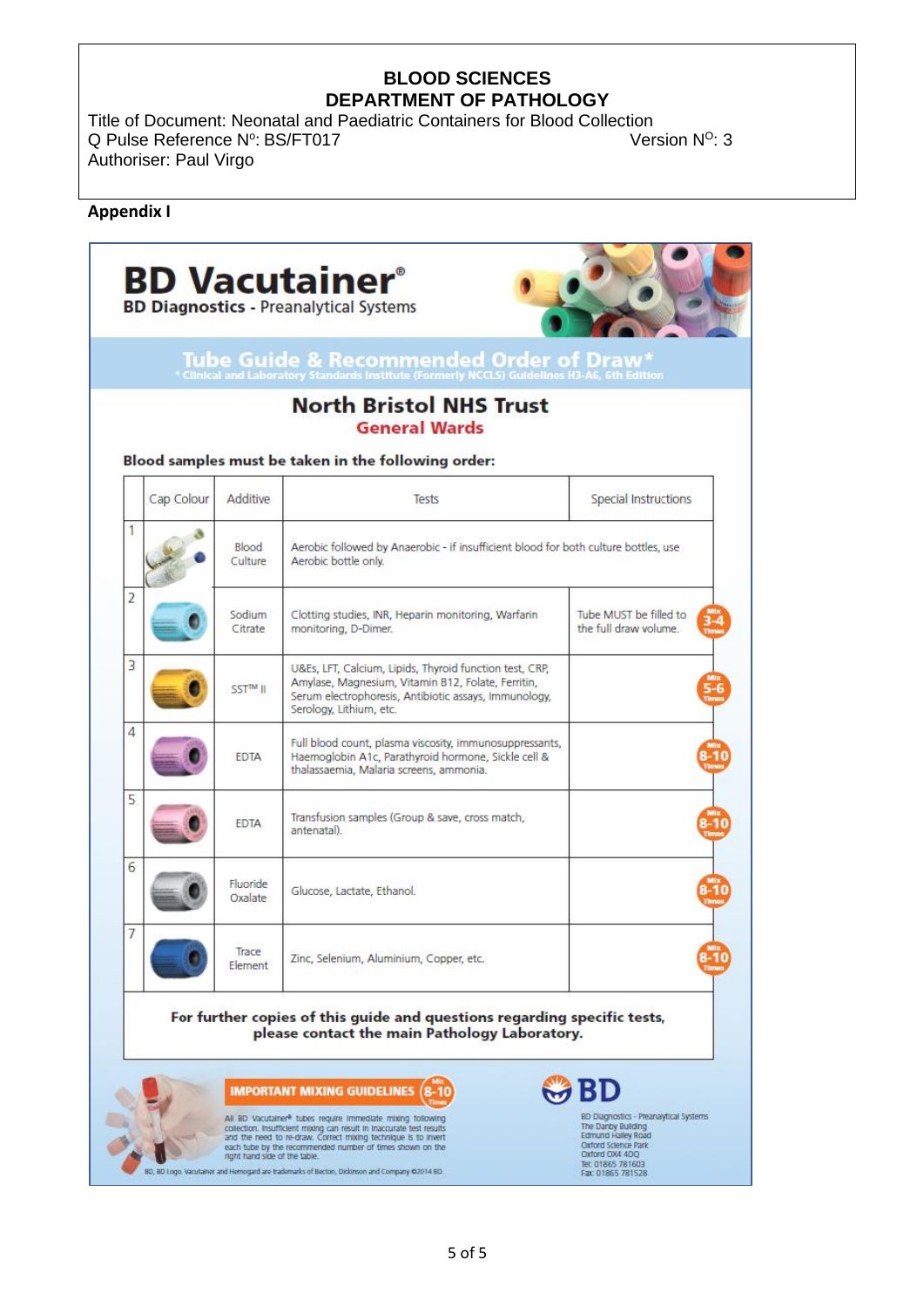**BLOOD SCIENCES**
**DEPARTMENT OF PATHOLOGY**

Title of Document: Neonatal and Paediatric Containers for Blood Collection
Q Pulse Reference Nº: BS/FT017 Version Nº: 3
Authoriser: Paul Virgo

**Appendix I**

# BD Vacutainer®

**BD Diagnostics** - Preanalytical Systems

## Tube Guide & Recommended Order of Draw*

* Clinical and Laboratory Standards Institute (Formerly NCCLS) Guidelines H3-A6, 6th Edition

## North Bristol NHS Trust

### General Wards

**Blood samples must be taken in the following order:**

| | Cap Colour | Additive | Tests | Special Instructions | |
|---|---|---|---|---|---|
| 1 | | Blood Culture | Aerobic followed by Anaerobic - if insufficient blood for both culture bottles, use Aerobic bottle only. | | |
| 2 | | Sodium Citrate | Clotting studies, INR, Heparin monitoring, Warfarin monitoring, D-Dimer. | Tube MUST be filled to the full draw volume. | Mix 3-4 Times |
| 3 | | SST™ II | U&Es, LFT, Calcium, Lipids, Thyroid function test, CRP, Amylase, Magnesium, Vitamin B12, Folate, Ferritin, Serum electrophoresis, Antibiotic assays, Immunology, Serology, Lithium, etc. | | Mix 5-6 Times |
| 4 | | EDTA | Full blood count, plasma viscosity, immunosuppressants, Haemoglobin A1c, Parathyroid hormone, Sickle cell & thalassaemia, Malaria screens, ammonia. | | Mix 8-10 Times |
| 5 | | EDTA | Transfusion samples (Group & save, cross match, antenatal). | | Mix 8-10 Times |
| 6 | | Fluoride Oxalate | Glucose, Lactate, Ethanol. | | Mix 8-10 Times |
| 7 | | Trace Element | Zinc, Selenium, Aluminium, Copper, etc. | | Mix 8-10 Times |

**For further copies of this guide and questions regarding specific tests, please contact the main Pathology Laboratory.**

**IMPORTANT MIXING GUIDELINES** Mix 8-10 Times

All BD Vacutainer® tubes require immediate mixing following collection. Insufficient mixing can result in inaccurate test results and the need to re-draw. Correct mixing technique is to invert each tube by the recommended number of times shown on the right hand side of the table.

BD, BD Logo, Vacutainer and Hemogard are trademarks of Becton, Dickinson and Company ©2014 BD.

BD

BD Diagnostics - Preanalytical Systems
The Danby Building
Edmund Halley Road
Oxford Science Park
Oxford OX4 4DQ
Tel: 01865 781603
Fax: 01865 781528